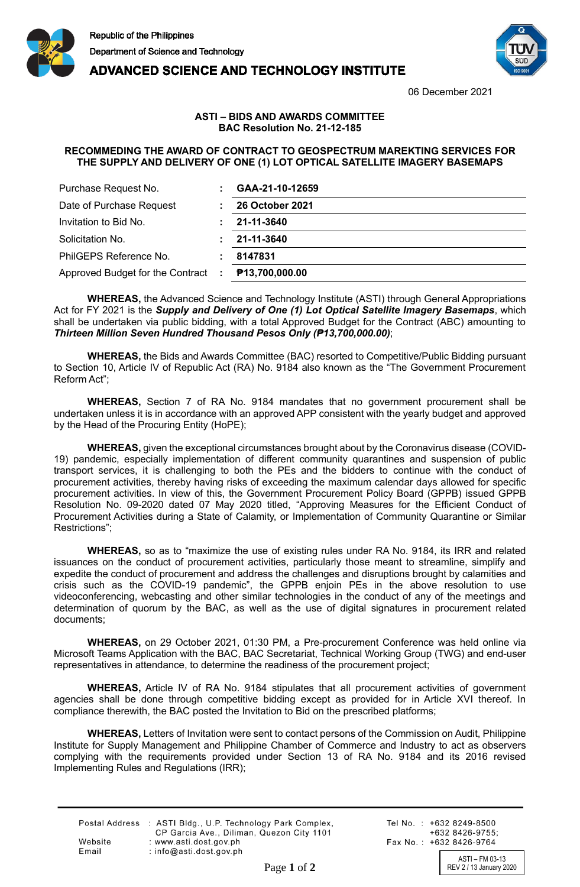Republic of the Philippines
Department of Science and Technology
**ADVANCED SCIENCE AND TECHNOLOGY INSTITUTE**

06 December 2021

**ASTI – BIDS AND AWARDS COMMITTEE**
**BAC Resolution No. 21-12-185**

**RECOMMEDING THE AWARD OF CONTRACT TO GEOSPECTRUM MAREKTING SERVICES FOR THE SUPPLY AND DELIVERY OF ONE (1) LOT OPTICAL SATELLITE IMAGERY BASEMAPS**

| | | |
|---|---|---|
| Purchase Request No. | : | **GAA-21-10-12659** |
| Date of Purchase Request | : | **26 October 2021** |
| Invitation to Bid No. | : | **21-11-3640** |
| Solicitation No. | : | **21-11-3640** |
| PhilGEPS Reference No. | : | **8147831** |
| Approved Budget for the Contract | : | **₱13,700,000.00** |

**WHEREAS,** the Advanced Science and Technology Institute (ASTI) through General Appropriations Act for FY 2021 is the ***Supply and Delivery of One (1) Lot Optical Satellite Imagery Basemaps***, which shall be undertaken via public bidding, with a total Approved Budget for the Contract (ABC) amounting to ***Thirteen Million Seven Hundred Thousand Pesos Only (₱13,700,000.00)***;

**WHEREAS,** the Bids and Awards Committee (BAC) resorted to Competitive/Public Bidding pursuant to Section 10, Article IV of Republic Act (RA) No. 9184 also known as the "The Government Procurement Reform Act";

**WHEREAS,** Section 7 of RA No. 9184 mandates that no government procurement shall be undertaken unless it is in accordance with an approved APP consistent with the yearly budget and approved by the Head of the Procuring Entity (HoPE);

**WHEREAS,** given the exceptional circumstances brought about by the Coronavirus disease (COVID-19) pandemic, especially implementation of different community quarantines and suspension of public transport services, it is challenging to both the PEs and the bidders to continue with the conduct of procurement activities, thereby having risks of exceeding the maximum calendar days allowed for specific procurement activities. In view of this, the Government Procurement Policy Board (GPPB) issued GPPB Resolution No. 09-2020 dated 07 May 2020 titled, "Approving Measures for the Efficient Conduct of Procurement Activities during a State of Calamity, or Implementation of Community Quarantine or Similar Restrictions";

**WHEREAS,** so as to "maximize the use of existing rules under RA No. 9184, its IRR and related issuances on the conduct of procurement activities, particularly those meant to streamline, simplify and expedite the conduct of procurement and address the challenges and disruptions brought by calamities and crisis such as the COVID-19 pandemic", the GPPB enjoin PEs in the above resolution to use videoconferencing, webcasting and other similar technologies in the conduct of any of the meetings and determination of quorum by the BAC, as well as the use of digital signatures in procurement related documents;

**WHEREAS,** on 29 October 2021, 01:30 PM, a Pre-procurement Conference was held online via Microsoft Teams Application with the BAC, BAC Secretariat, Technical Working Group (TWG) and end-user representatives in attendance, to determine the readiness of the procurement project;

**WHEREAS,** Article IV of RA No. 9184 stipulates that all procurement activities of government agencies shall be done through competitive bidding except as provided for in Article XVI thereof. In compliance therewith, the BAC posted the Invitation to Bid on the prescribed platforms;

**WHEREAS,** Letters of Invitation were sent to contact persons of the Commission on Audit, Philippine Institute for Supply Management and Philippine Chamber of Commerce and Industry to act as observers complying with the requirements provided under Section 13 of RA No. 9184 and its 2016 revised Implementing Rules and Regulations (IRR);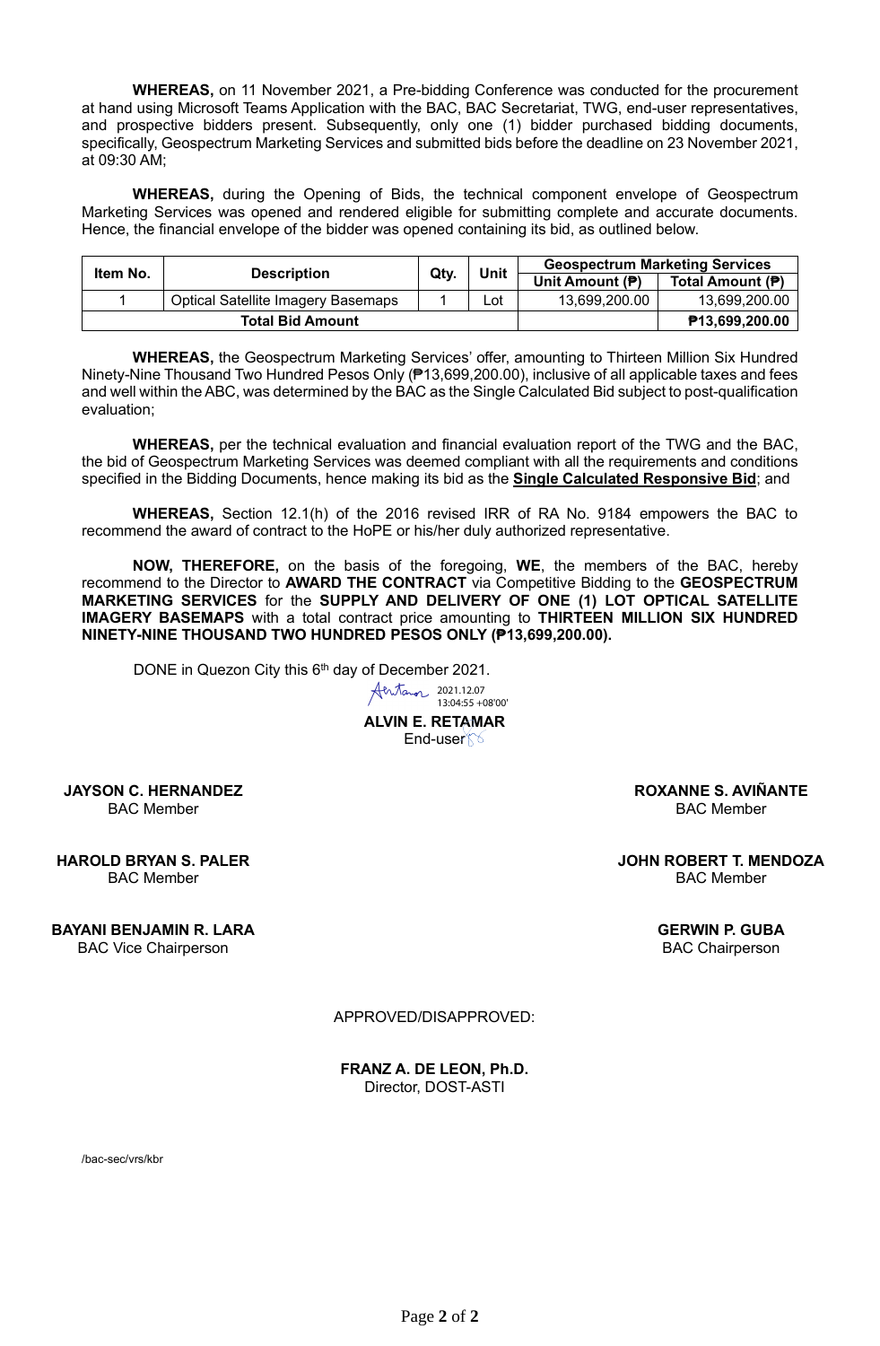**WHEREAS,** on 11 November 2021, a Pre-bidding Conference was conducted for the procurement at hand using Microsoft Teams Application with the BAC, BAC Secretariat, TWG, end-user representatives, and prospective bidders present. Subsequently, only one (1) bidder purchased bidding documents, specifically, Geospectrum Marketing Services and submitted bids before the deadline on 23 November 2021, at 09:30 AM;

**WHEREAS,** during the Opening of Bids, the technical component envelope of Geospectrum Marketing Services was opened and rendered eligible for submitting complete and accurate documents. Hence, the financial envelope of the bidder was opened containing its bid, as outlined below.

| Item No. | Description | Qty. | Unit | Geospectrum Marketing Services | |
|---|---|---|---|---|---|
| | | | | Unit Amount (₱) | Total Amount (₱) |
| 1 | Optical Satellite Imagery Basemaps | 1 | Lot | 13,699,200.00 | 13,699,200.00 |
| Total Bid Amount | | | | | ₱13,699,200.00 |

**WHEREAS,** the Geospectrum Marketing Services' offer, amounting to Thirteen Million Six Hundred Ninety-Nine Thousand Two Hundred Pesos Only (₱13,699,200.00), inclusive of all applicable taxes and fees and well within the ABC, was determined by the BAC as the Single Calculated Bid subject to post-qualification evaluation;

**WHEREAS,** per the technical evaluation and financial evaluation report of the TWG and the BAC, the bid of Geospectrum Marketing Services was deemed compliant with all the requirements and conditions specified in the Bidding Documents, hence making its bid as the **Single Calculated Responsive Bid**; and

**WHEREAS,** Section 12.1(h) of the 2016 revised IRR of RA No. 9184 empowers the BAC to recommend the award of contract to the HoPE or his/her duly authorized representative.

**NOW, THEREFORE,** on the basis of the foregoing, **WE**, the members of the BAC, hereby recommend to the Director to **AWARD THE CONTRACT** via Competitive Bidding to the **GEOSPECTRUM MARKETING SERVICES** for the **SUPPLY AND DELIVERY OF ONE (1) LOT OPTICAL SATELLITE IMAGERY BASEMAPS** with a total contract price amounting to **THIRTEEN MILLION SIX HUNDRED NINETY-NINE THOUSAND TWO HUNDRED PESOS ONLY (₱13,699,200.00).**

DONE in Quezon City this 6th day of December 2021.

2021.12.07 13:04:55 +08'00'

**ALVIN E. RETAMAR**
End-user

**JAYSON C. HERNANDEZ**
BAC Member

**ROXANNE S. AVIÑANTE**
BAC Member

**HAROLD BRYAN S. PALER**
BAC Member

**JOHN ROBERT T. MENDOZA**
BAC Member

**BAYANI BENJAMIN R. LARA**
BAC Vice Chairperson

**GERWIN P. GUBA**
BAC Chairperson

APPROVED/DISAPPROVED:

**FRANZ A. DE LEON, Ph.D.**
Director, DOST-ASTI

/bac-sec/vrs/kbr